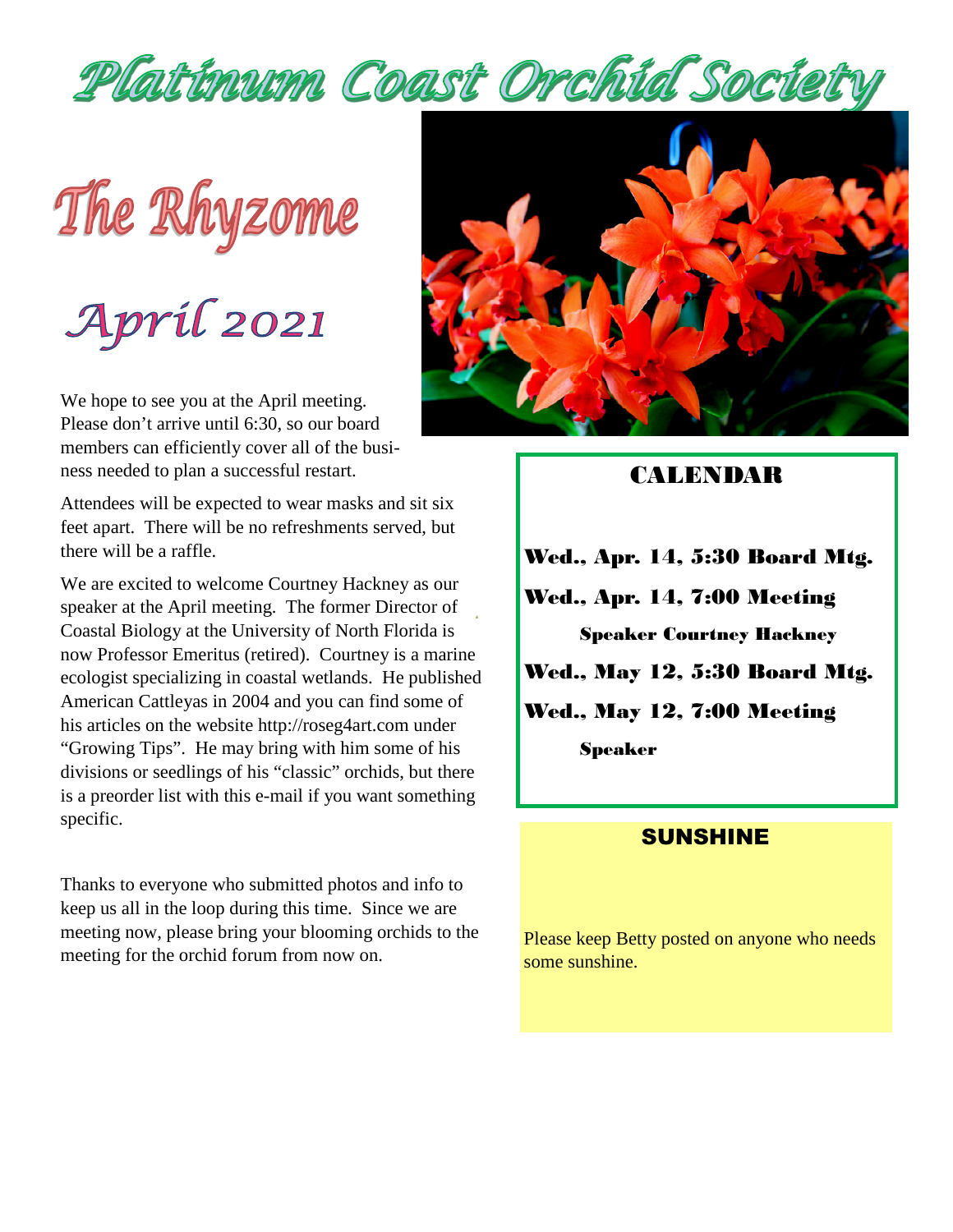# Platinum Coast Orchid Society

## The Rhyzome

## April 2021

We hope to see you at the April meeting. Please don't arrive until 6:30, so our board members can efficiently cover all of the business needed to plan a successful restart.

Attendees will be expected to wear masks and sit six feet apart. There will be no refreshments served, but there will be a raffle.

We are excited to welcome Courtney Hackney as our speaker at the April meeting. The former Director of Coastal Biology at the University of North Florida is now Professor Emeritus (retired). Courtney is a marine ecologist specializing in coastal wetlands. He published American Cattleyas in 2004 and you can find some of his articles on the website http://roseg4art.com under "Growing Tips". He may bring with him some of his divisions or seedlings of his "classic" orchids, but there is a preorder list with this e-mail if you want something specific.

Thanks to everyone who submitted photos and info to keep us all in the loop during this time. Since we are meeting now, please bring your blooming orchids to the meeting for the orchid forum from now on.

### CALENDAR

**Wed., Apr. 14, 5:30 Board Mtg.**

**Wed., Apr. 14, 7:00 Meeting**

**Speaker Courtney Hackney**

**Wed., May 12, 5:30 Board Mtg.**

**Wed., May 12, 7:00 Meeting**

**Speaker**

### SUNSHINE

Please keep Betty posted on anyone who needs some sunshine.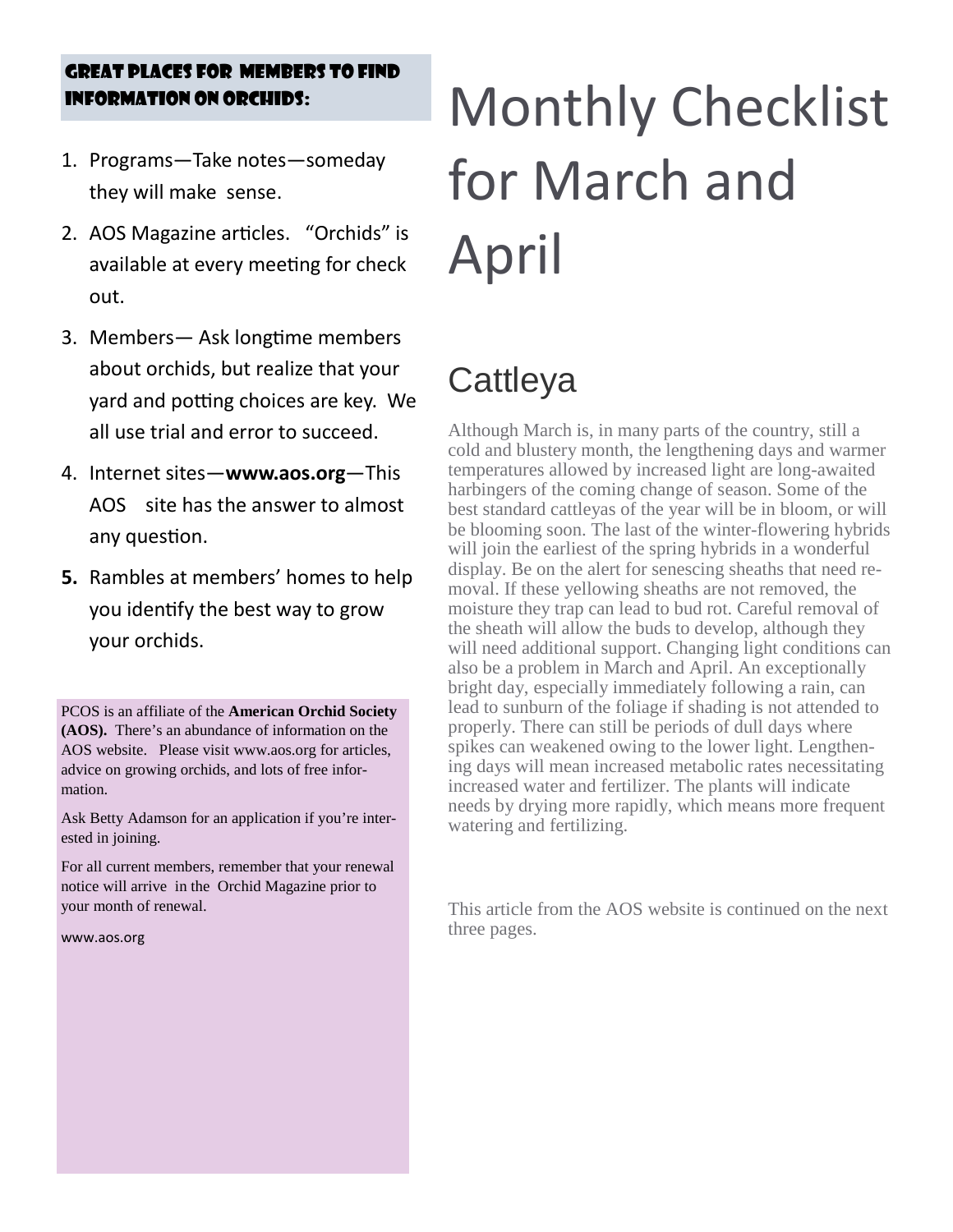### Great places for members to find information on orchids:

1. Programs—Take notes—someday they will make sense.
2. AOS Magazine articles. "Orchids" is available at every meeting for check out.
3. Members— Ask longtime members about orchids, but realize that your yard and potting choices are key. We all use trial and error to succeed.
4. Internet sites—**www.aos.org**—This AOS site has the answer to almost any question.
5. Rambles at members' homes to help you identify the best way to grow your orchids.

PCOS is an affiliate of the **American Orchid Society (AOS).** There's an abundance of information on the AOS website. Please visit www.aos.org for articles, advice on growing orchids, and lots of free information.

Ask Betty Adamson for an application if you're interested in joining.

For all current members, remember that your renewal notice will arrive in the Orchid Magazine prior to your month of renewal.

www.aos.org

# Monthly Checklist for March and April

## Cattleya

Although March is, in many parts of the country, still a cold and blustery month, the lengthening days and warmer temperatures allowed by increased light are long-awaited harbingers of the coming change of season. Some of the best standard cattleyas of the year will be in bloom, or will be blooming soon. The last of the winter-flowering hybrids will join the earliest of the spring hybrids in a wonderful display. Be on the alert for senescing sheaths that need removal. If these yellowing sheaths are not removed, the moisture they trap can lead to bud rot. Careful removal of the sheath will allow the buds to develop, although they will need additional support. Changing light conditions can also be a problem in March and April. An exceptionally bright day, especially immediately following a rain, can lead to sunburn of the foliage if shading is not attended to properly. There can still be periods of dull days where spikes can weakened owing to the lower light. Lengthening days will mean increased metabolic rates necessitating increased water and fertilizer. The plants will indicate needs by drying more rapidly, which means more frequent watering and fertilizing.

This article from the AOS website is continued on the next three pages.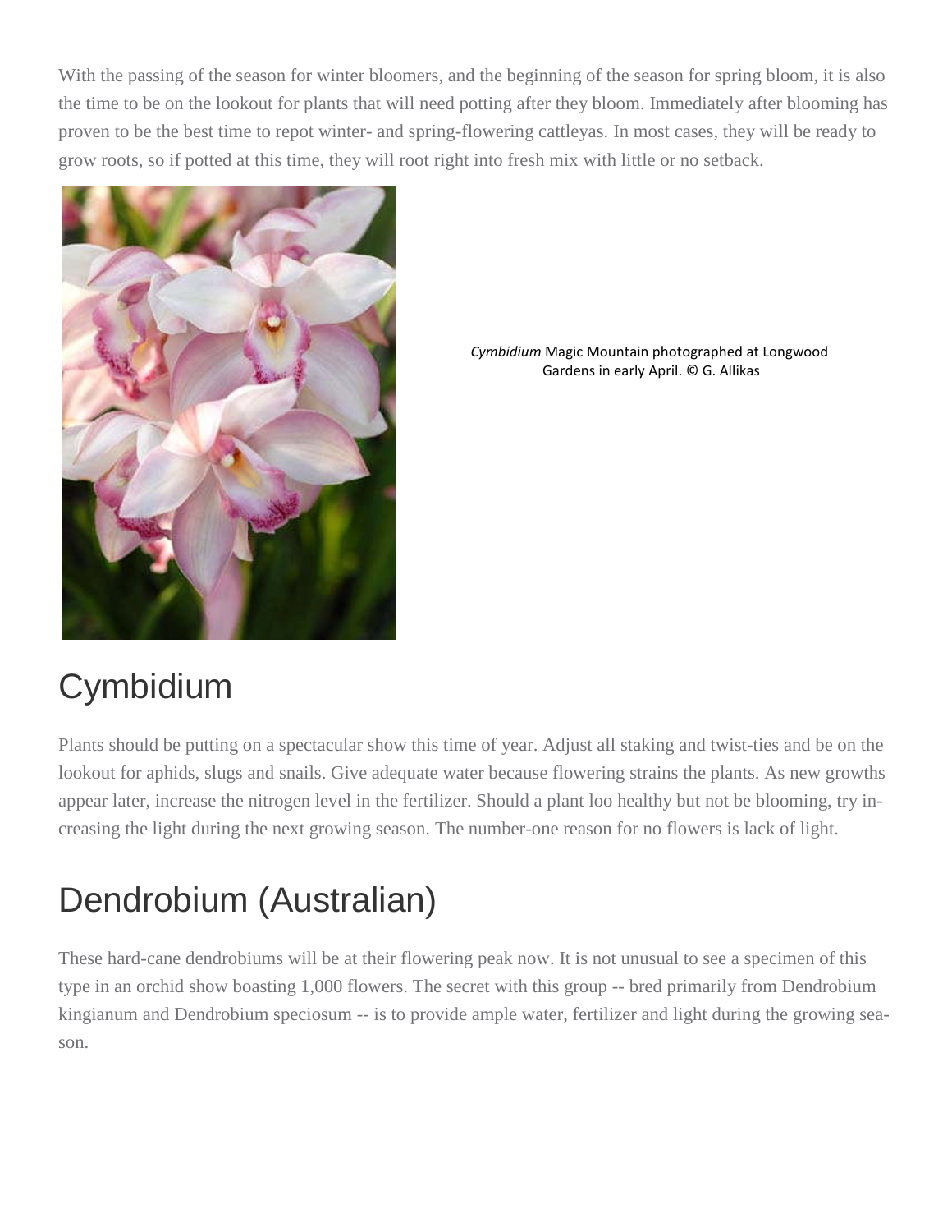With the passing of the season for winter bloomers, and the beginning of the season for spring bloom, it is also the time to be on the lookout for plants that will need potting after they bloom. Immediately after blooming has proven to be the best time to repot winter- and spring-flowering cattleyas. In most cases, they will be ready to grow roots, so if potted at this time, they will root right into fresh mix with little or no setback.

*Cymbidium* Magic Mountain photographed at Longwood Gardens in early April. © G. Allikas

## Cymbidium

Plants should be putting on a spectacular show this time of year. Adjust all staking and twist-ties and be on the lookout for aphids, slugs and snails. Give adequate water because flowering strains the plants. As new growths appear later, increase the nitrogen level in the fertilizer. Should a plant loo healthy but not be blooming, try increasing the light during the next growing season. The number-one reason for no flowers is lack of light.

## Dendrobium (Australian)

These hard-cane dendrobiums will be at their flowering peak now. It is not unusual to see a specimen of this type in an orchid show boasting 1,000 flowers. The secret with this group -- bred primarily from Dendrobium kingianum and Dendrobium speciosum -- is to provide ample water, fertilizer and light during the growing season.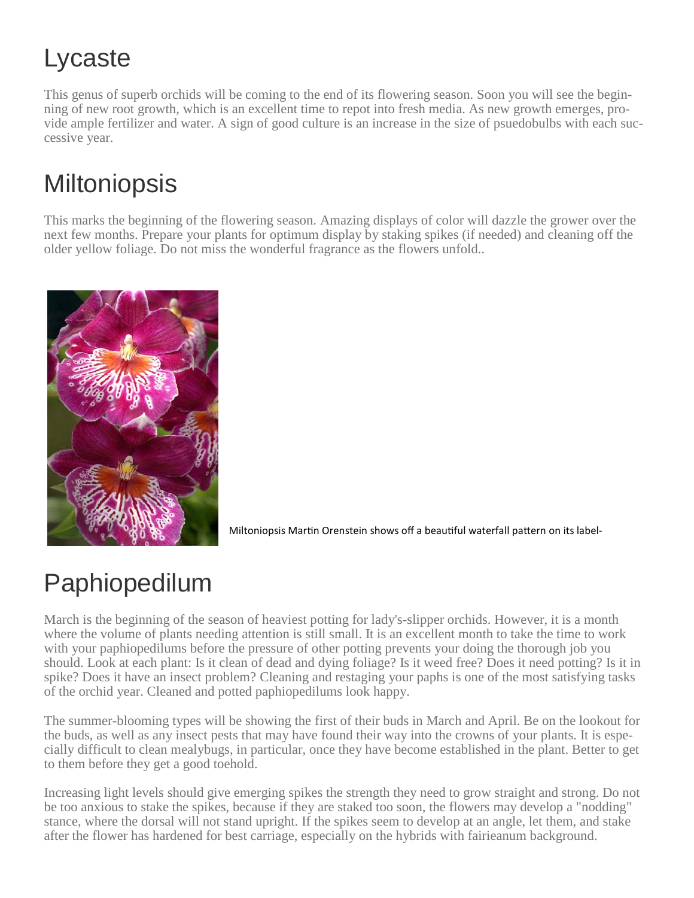# Lycaste

This genus of superb orchids will be coming to the end of its flowering season. Soon you will see the beginning of new root growth, which is an excellent time to repot into fresh media. As new growth emerges, provide ample fertilizer and water. A sign of good culture is an increase in the size of psuedobulbs with each successive year.

# Miltoniopsis

This marks the beginning of the flowering season. Amazing displays of color will dazzle the grower over the next few months. Prepare your plants for optimum display by staking spikes (if needed) and cleaning off the older yellow foliage. Do not miss the wonderful fragrance as the flowers unfold..

Miltoniopsis Martin Orenstein shows off a beautiful waterfall pattern on its label-

# Paphiopedilum

March is the beginning of the season of heaviest potting for lady's-slipper orchids. However, it is a month where the volume of plants needing attention is still small. It is an excellent month to take the time to work with your paphiopedilums before the pressure of other potting prevents your doing the thorough job you should. Look at each plant: Is it clean of dead and dying foliage? Is it weed free? Does it need potting? Is it in spike? Does it have an insect problem? Cleaning and restaging your paphs is one of the most satisfying tasks of the orchid year. Cleaned and potted paphiopedilums look happy.

The summer-blooming types will be showing the first of their buds in March and April. Be on the lookout for the buds, as well as any insect pests that may have found their way into the crowns of your plants. It is especially difficult to clean mealybugs, in particular, once they have become established in the plant. Better to get to them before they get a good toehold.

Increasing light levels should give emerging spikes the strength they need to grow straight and strong. Do not be too anxious to stake the spikes, because if they are staked too soon, the flowers may develop a "nodding" stance, where the dorsal will not stand upright. If the spikes seem to develop at an angle, let them, and stake after the flower has hardened for best carriage, especially on the hybrids with fairieanum background.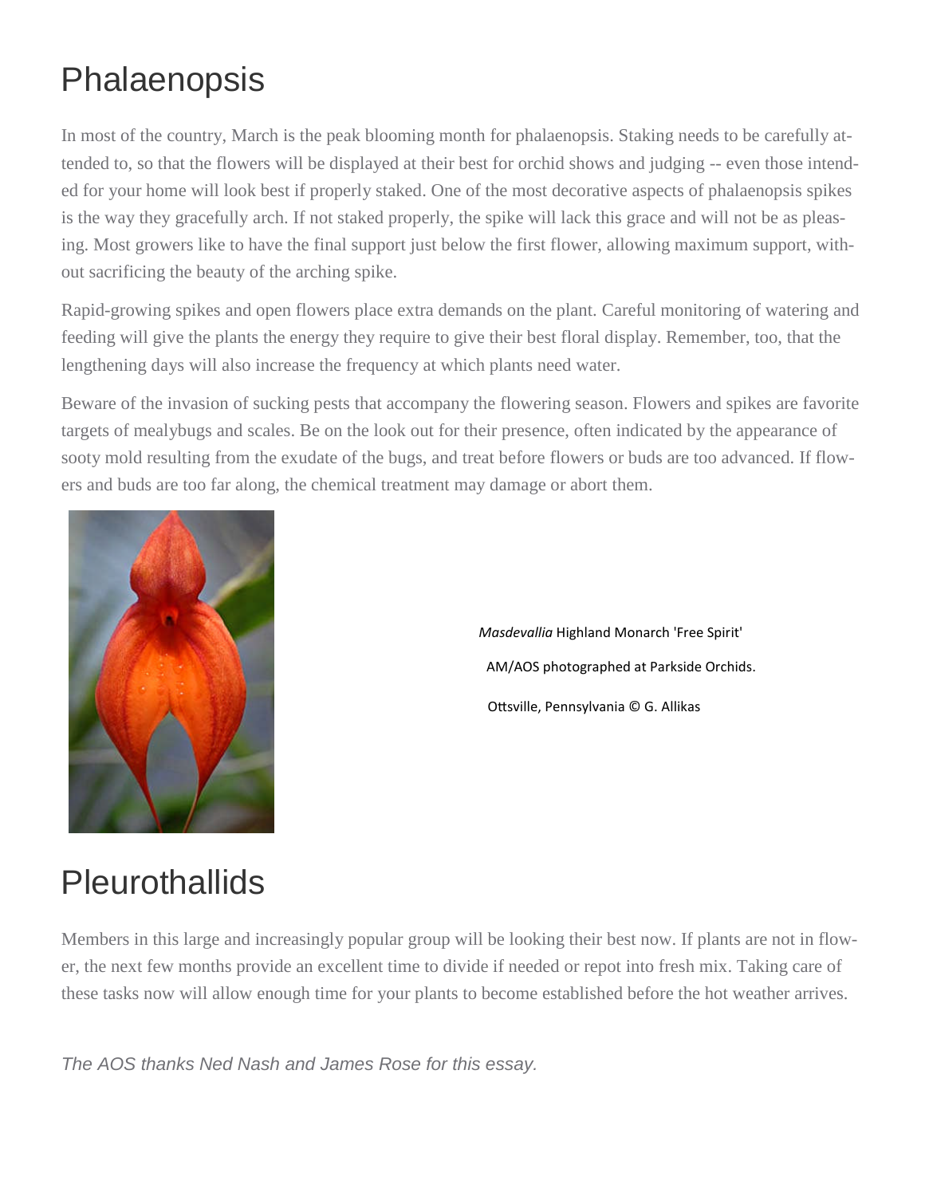# Phalaenopsis

In most of the country, March is the peak blooming month for phalaenopsis. Staking needs to be carefully attended to, so that the flowers will be displayed at their best for orchid shows and judging -- even those intended for your home will look best if properly staked. One of the most decorative aspects of phalaenopsis spikes is the way they gracefully arch. If not staked properly, the spike will lack this grace and will not be as pleasing. Most growers like to have the final support just below the first flower, allowing maximum support, without sacrificing the beauty of the arching spike.

Rapid-growing spikes and open flowers place extra demands on the plant. Careful monitoring of watering and feeding will give the plants the energy they require to give their best floral display. Remember, too, that the lengthening days will also increase the frequency at which plants need water.

Beware of the invasion of sucking pests that accompany the flowering season. Flowers and spikes are favorite targets of mealybugs and scales. Be on the look out for their presence, often indicated by the appearance of sooty mold resulting from the exudate of the bugs, and treat before flowers or buds are too advanced. If flowers and buds are too far along, the chemical treatment may damage or abort them.

*Masdevallia* Highland Monarch 'Free Spirit' AM/AOS photographed at Parkside Orchids. Ottsville, Pennsylvania © G. Allikas

# Pleurothallids

Members in this large and increasingly popular group will be looking their best now. If plants are not in flower, the next few months provide an excellent time to divide if needed or repot into fresh mix. Taking care of these tasks now will allow enough time for your plants to become established before the hot weather arrives.

*The AOS thanks Ned Nash and James Rose for this essay.*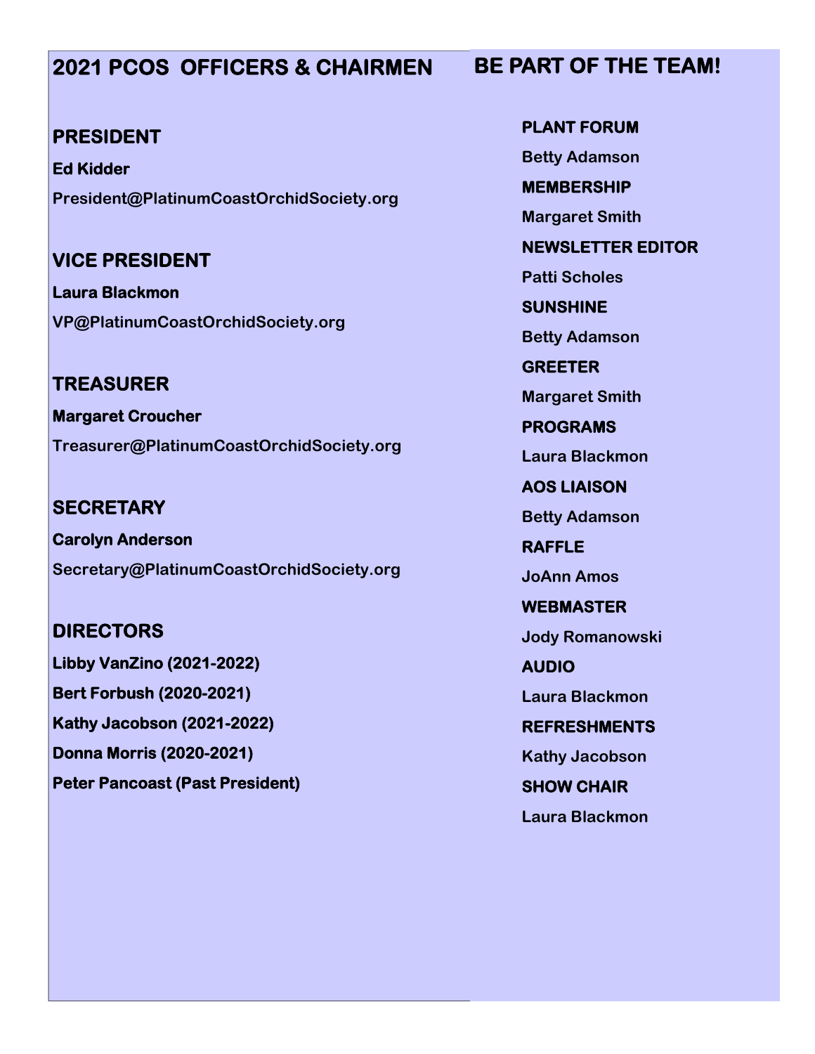## 2021 PCOS OFFICERS & CHAIRMEN

### PRESIDENT

**Ed Kidder**

**President@PlatinumCoastOrchidSociety.org**

### VICE PRESIDENT

**Laura Blackmon**

**VP@PlatinumCoastOrchidSociety.org**

### TREASURER

**Margaret Croucher**

**Treasurer@PlatinumCoastOrchidSociety.org**

### SECRETARY

**Carolyn Anderson**

**Secretary@PlatinumCoastOrchidSociety.org**

### DIRECTORS

**Libby VanZino (2021-2022)**

**Bert Forbush (2020-2021)**

**Kathy Jacobson (2021-2022)**

**Donna Morris (2020-2021)**

**Peter Pancoast (Past President)**

## BE PART OF THE TEAM!

**PLANT FORUM**

**Betty Adamson**

**MEMBERSHIP**

**Margaret Smith**

**NEWSLETTER EDITOR**

**Patti Scholes**

**SUNSHINE**

**Betty Adamson**

**GREETER**

**Margaret Smith**

**PROGRAMS**

**Laura Blackmon**

**AOS LIAISON**

**Betty Adamson**

**RAFFLE**

**JoAnn Amos**

**WEBMASTER**

**Jody Romanowski**

**AUDIO**

**Laura Blackmon**

**REFRESHMENTS**

**Kathy Jacobson**

**SHOW CHAIR**

**Laura Blackmon**